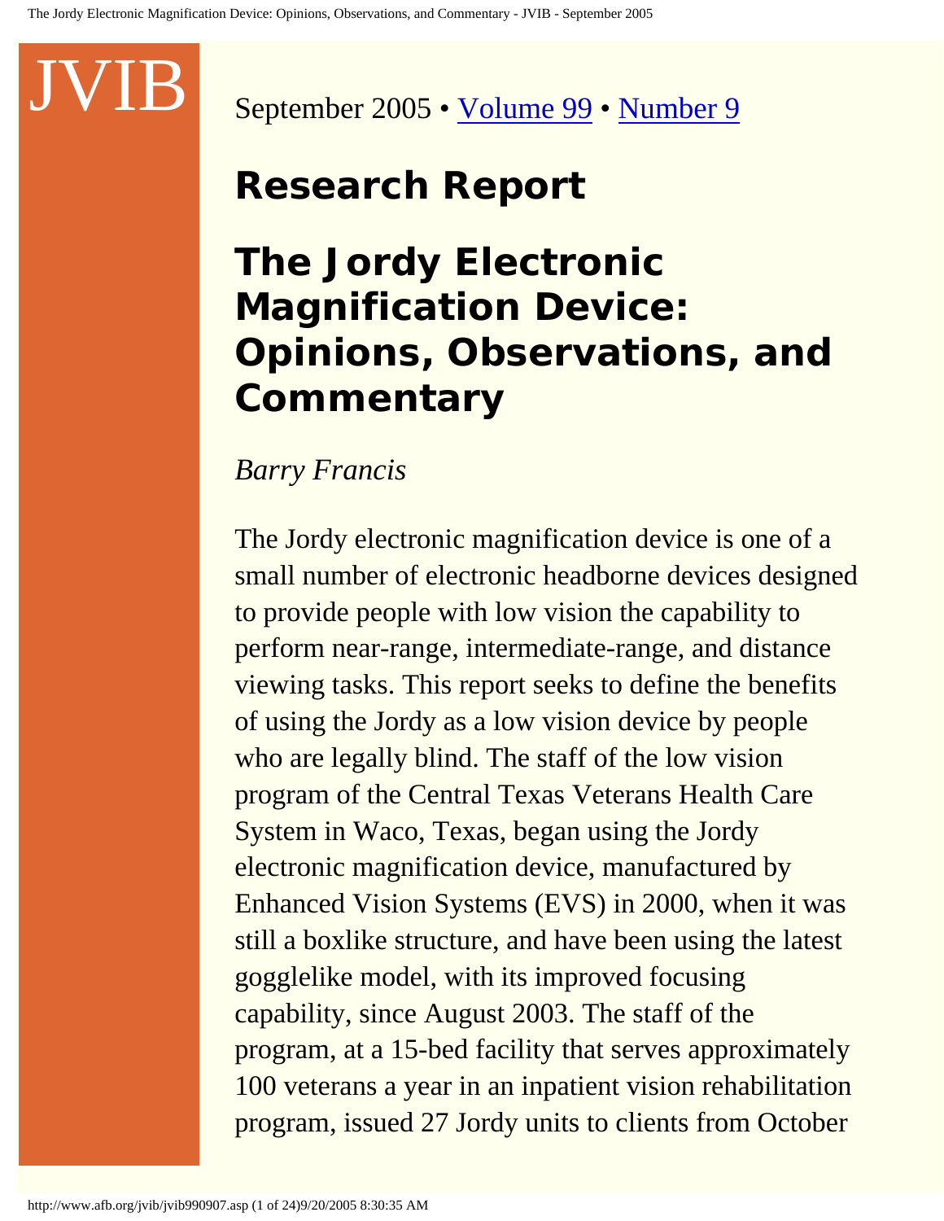JVIB

September 2005 • Volume 99 • Number 9

## Research Report

# The Jordy Electronic Magnification Device: Opinions, Observations, and Commentary

*Barry Francis*

The Jordy electronic magnification device is one of a small number of electronic headborne devices designed to provide people with low vision the capability to perform near-range, intermediate-range, and distance viewing tasks. This report seeks to define the benefits of using the Jordy as a low vision device by people who are legally blind. The staff of the low vision program of the Central Texas Veterans Health Care System in Waco, Texas, began using the Jordy electronic magnification device, manufactured by Enhanced Vision Systems (EVS) in 2000, when it was still a boxlike structure, and have been using the latest gogglelike model, with its improved focusing capability, since August 2003. The staff of the program, at a 15-bed facility that serves approximately 100 veterans a year in an inpatient vision rehabilitation program, issued 27 Jordy units to clients from October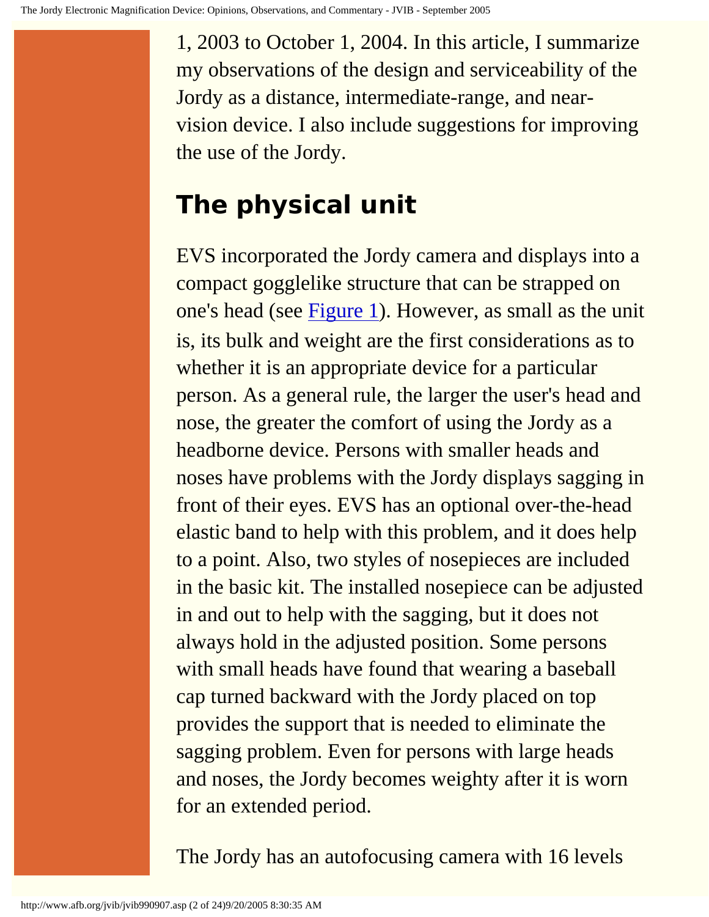1, 2003 to October 1, 2004. In this article, I summarize my observations of the design and serviceability of the Jordy as a distance, intermediate-range, and near-vision device. I also include suggestions for improving the use of the Jordy.

## The physical unit

EVS incorporated the Jordy camera and displays into a compact gogglelike structure that can be strapped on one's head (see Figure 1). However, as small as the unit is, its bulk and weight are the first considerations as to whether it is an appropriate device for a particular person. As a general rule, the larger the user's head and nose, the greater the comfort of using the Jordy as a headborne device. Persons with smaller heads and noses have problems with the Jordy displays sagging in front of their eyes. EVS has an optional over-the-head elastic band to help with this problem, and it does help to a point. Also, two styles of nosepieces are included in the basic kit. The installed nosepiece can be adjusted in and out to help with the sagging, but it does not always hold in the adjusted position. Some persons with small heads have found that wearing a baseball cap turned backward with the Jordy placed on top provides the support that is needed to eliminate the sagging problem. Even for persons with large heads and noses, the Jordy becomes weighty after it is worn for an extended period.

The Jordy has an autofocusing camera with 16 levels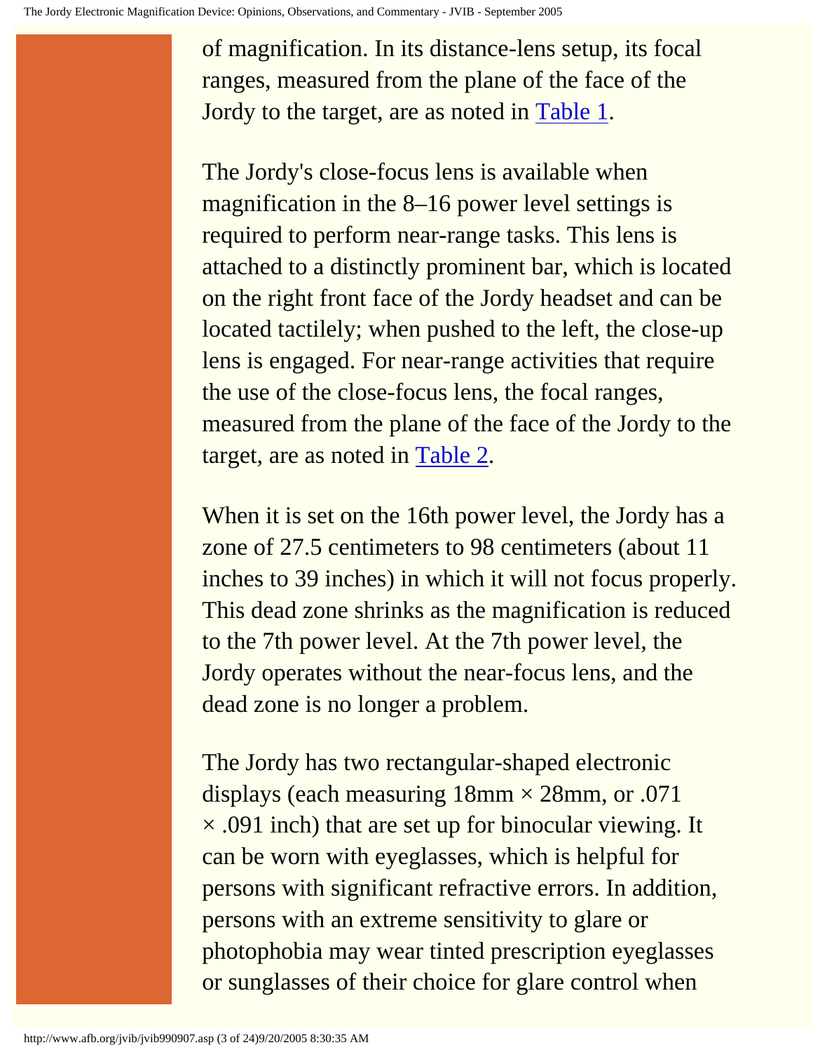of magnification. In its distance-lens setup, its focal ranges, measured from the plane of the face of the Jordy to the target, are as noted in [Table 1].

The Jordy's close-focus lens is available when magnification in the 8–16 power level settings is required to perform near-range tasks. This lens is attached to a distinctly prominent bar, which is located on the right front face of the Jordy headset and can be located tactilely; when pushed to the left, the close-up lens is engaged. For near-range activities that require the use of the close-focus lens, the focal ranges, measured from the plane of the face of the Jordy to the target, are as noted in [Table 2].

When it is set on the 16th power level, the Jordy has a zone of 27.5 centimeters to 98 centimeters (about 11 inches to 39 inches) in which it will not focus properly. This dead zone shrinks as the magnification is reduced to the 7th power level. At the 7th power level, the Jordy operates without the near-focus lens, and the dead zone is no longer a problem.

The Jordy has two rectangular-shaped electronic displays (each measuring 18mm × 28mm, or .071 × .091 inch) that are set up for binocular viewing. It can be worn with eyeglasses, which is helpful for persons with significant refractive errors. In addition, persons with an extreme sensitivity to glare or photophobia may wear tinted prescription eyeglasses or sunglasses of their choice for glare control when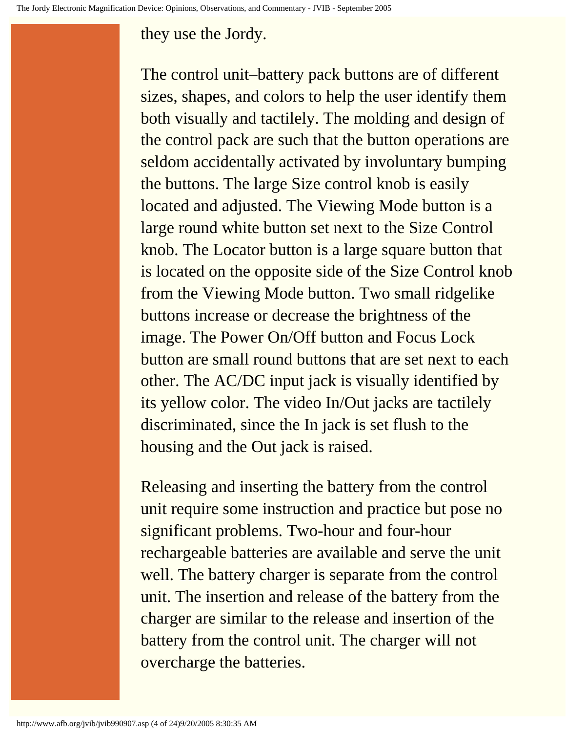they use the Jordy.

The control unit–battery pack buttons are of different sizes, shapes, and colors to help the user identify them both visually and tactilely. The molding and design of the control pack are such that the button operations are seldom accidentally activated by involuntary bumping the buttons. The large Size control knob is easily located and adjusted. The Viewing Mode button is a large round white button set next to the Size Control knob. The Locator button is a large square button that is located on the opposite side of the Size Control knob from the Viewing Mode button. Two small ridgelike buttons increase or decrease the brightness of the image. The Power On/Off button and Focus Lock button are small round buttons that are set next to each other. The AC/DC input jack is visually identified by its yellow color. The video In/Out jacks are tactilely discriminated, since the In jack is set flush to the housing and the Out jack is raised.

Releasing and inserting the battery from the control unit require some instruction and practice but pose no significant problems. Two-hour and four-hour rechargeable batteries are available and serve the unit well. The battery charger is separate from the control unit. The insertion and release of the battery from the charger are similar to the release and insertion of the battery from the control unit. The charger will not overcharge the batteries.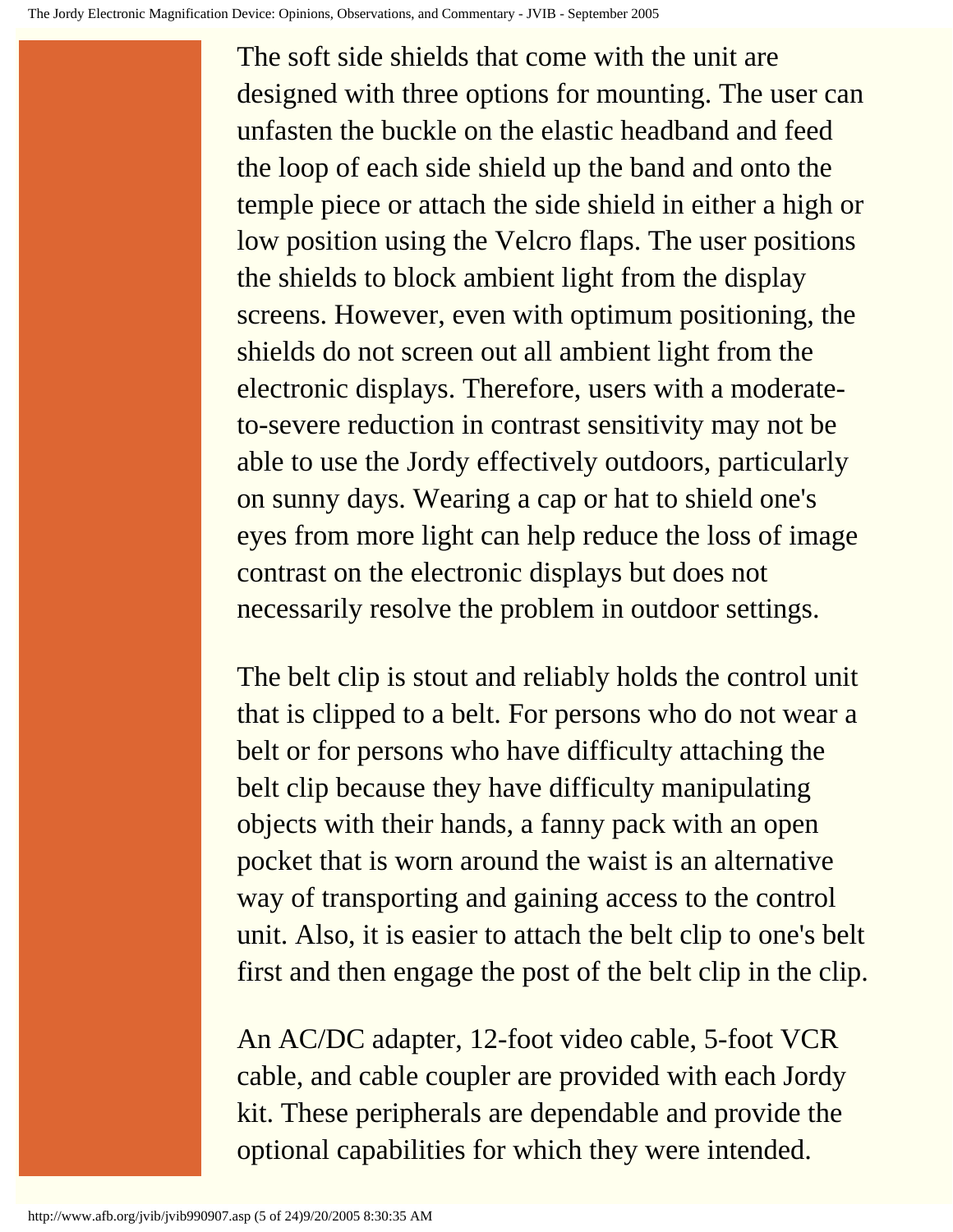The soft side shields that come with the unit are designed with three options for mounting. The user can unfasten the buckle on the elastic headband and feed the loop of each side shield up the band and onto the temple piece or attach the side shield in either a high or low position using the Velcro flaps. The user positions the shields to block ambient light from the display screens. However, even with optimum positioning, the shields do not screen out all ambient light from the electronic displays. Therefore, users with a moderate-to-severe reduction in contrast sensitivity may not be able to use the Jordy effectively outdoors, particularly on sunny days. Wearing a cap or hat to shield one's eyes from more light can help reduce the loss of image contrast on the electronic displays but does not necessarily resolve the problem in outdoor settings.

The belt clip is stout and reliably holds the control unit that is clipped to a belt. For persons who do not wear a belt or for persons who have difficulty attaching the belt clip because they have difficulty manipulating objects with their hands, a fanny pack with an open pocket that is worn around the waist is an alternative way of transporting and gaining access to the control unit. Also, it is easier to attach the belt clip to one's belt first and then engage the post of the belt clip in the clip.

An AC/DC adapter, 12-foot video cable, 5-foot VCR cable, and cable coupler are provided with each Jordy kit. These peripherals are dependable and provide the optional capabilities for which they were intended.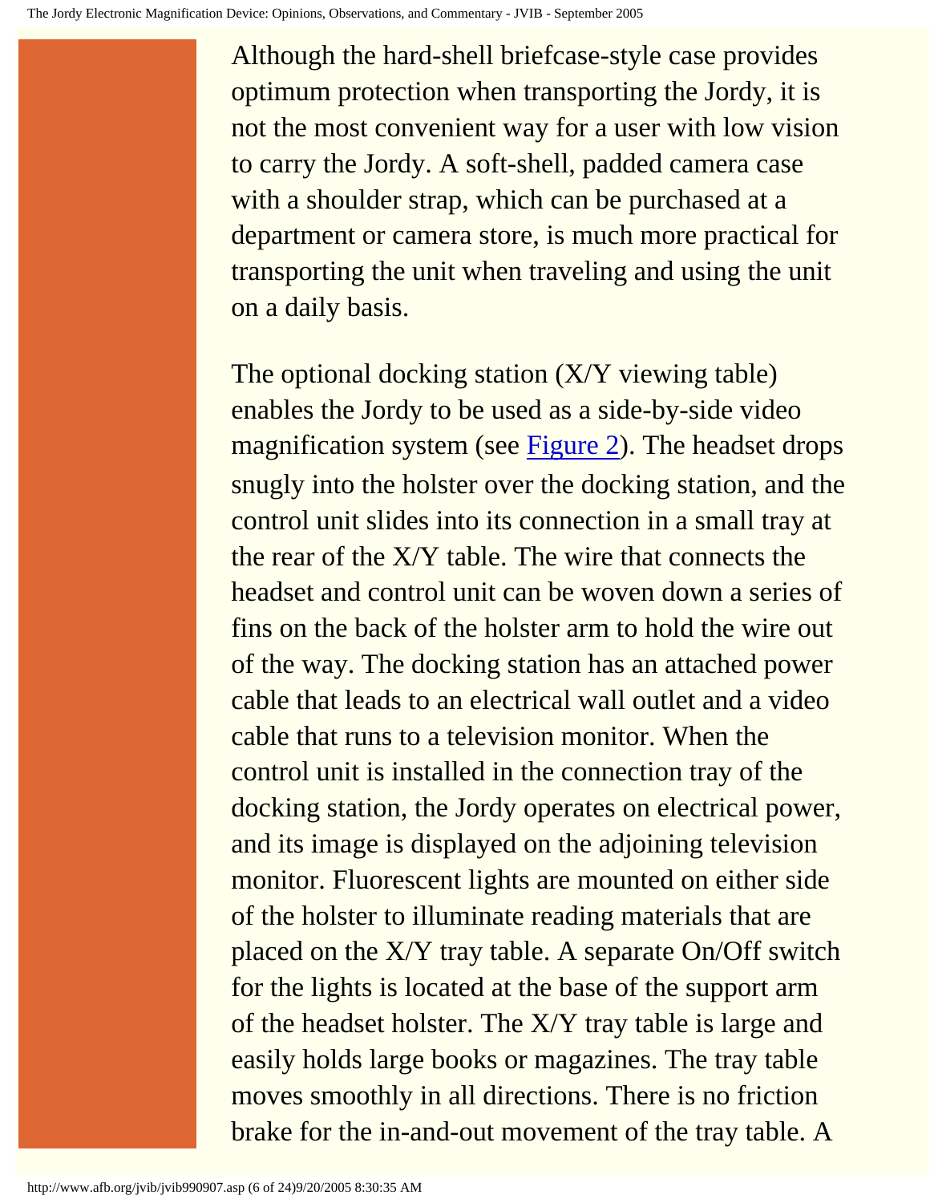Although the hard-shell briefcase-style case provides optimum protection when transporting the Jordy, it is not the most convenient way for a user with low vision to carry the Jordy. A soft-shell, padded camera case with a shoulder strap, which can be purchased at a department or camera store, is much more practical for transporting the unit when traveling and using the unit on a daily basis.

The optional docking station (X/Y viewing table) enables the Jordy to be used as a side-by-side video magnification system (see Figure 2). The headset drops snugly into the holster over the docking station, and the control unit slides into its connection in a small tray at the rear of the X/Y table. The wire that connects the headset and control unit can be woven down a series of fins on the back of the holster arm to hold the wire out of the way. The docking station has an attached power cable that leads to an electrical wall outlet and a video cable that runs to a television monitor. When the control unit is installed in the connection tray of the docking station, the Jordy operates on electrical power, and its image is displayed on the adjoining television monitor. Fluorescent lights are mounted on either side of the holster to illuminate reading materials that are placed on the X/Y tray table. A separate On/Off switch for the lights is located at the base of the support arm of the headset holster. The X/Y tray table is large and easily holds large books or magazines. The tray table moves smoothly in all directions. There is no friction brake for the in-and-out movement of the tray table. A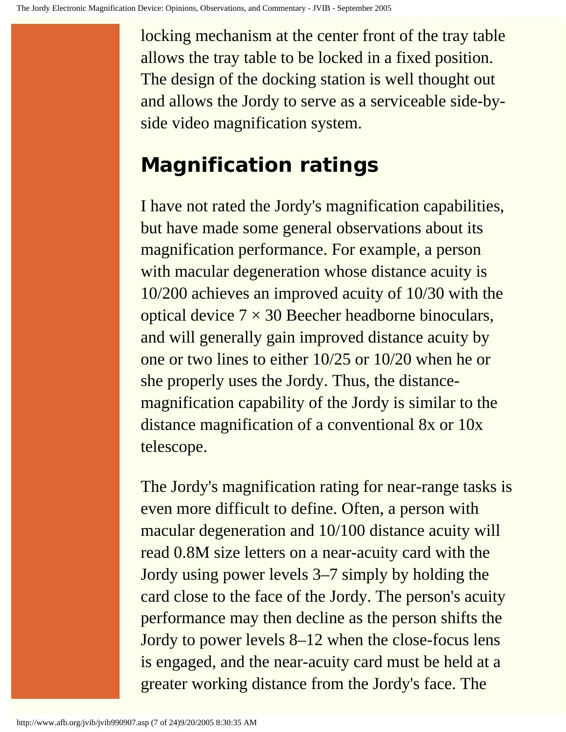locking mechanism at the center front of the tray table allows the tray table to be locked in a fixed position. The design of the docking station is well thought out and allows the Jordy to serve as a serviceable side-by-side video magnification system.

## Magnification ratings

I have not rated the Jordy's magnification capabilities, but have made some general observations about its magnification performance. For example, a person with macular degeneration whose distance acuity is 10/200 achieves an improved acuity of 10/30 with the optical device 7 × 30 Beecher headborne binoculars, and will generally gain improved distance acuity by one or two lines to either 10/25 or 10/20 when he or she properly uses the Jordy. Thus, the distance-magnification capability of the Jordy is similar to the distance magnification of a conventional 8x or 10x telescope.

The Jordy's magnification rating for near-range tasks is even more difficult to define. Often, a person with macular degeneration and 10/100 distance acuity will read 0.8M size letters on a near-acuity card with the Jordy using power levels 3–7 simply by holding the card close to the face of the Jordy. The person's acuity performance may then decline as the person shifts the Jordy to power levels 8–12 when the close-focus lens is engaged, and the near-acuity card must be held at a greater working distance from the Jordy's face. The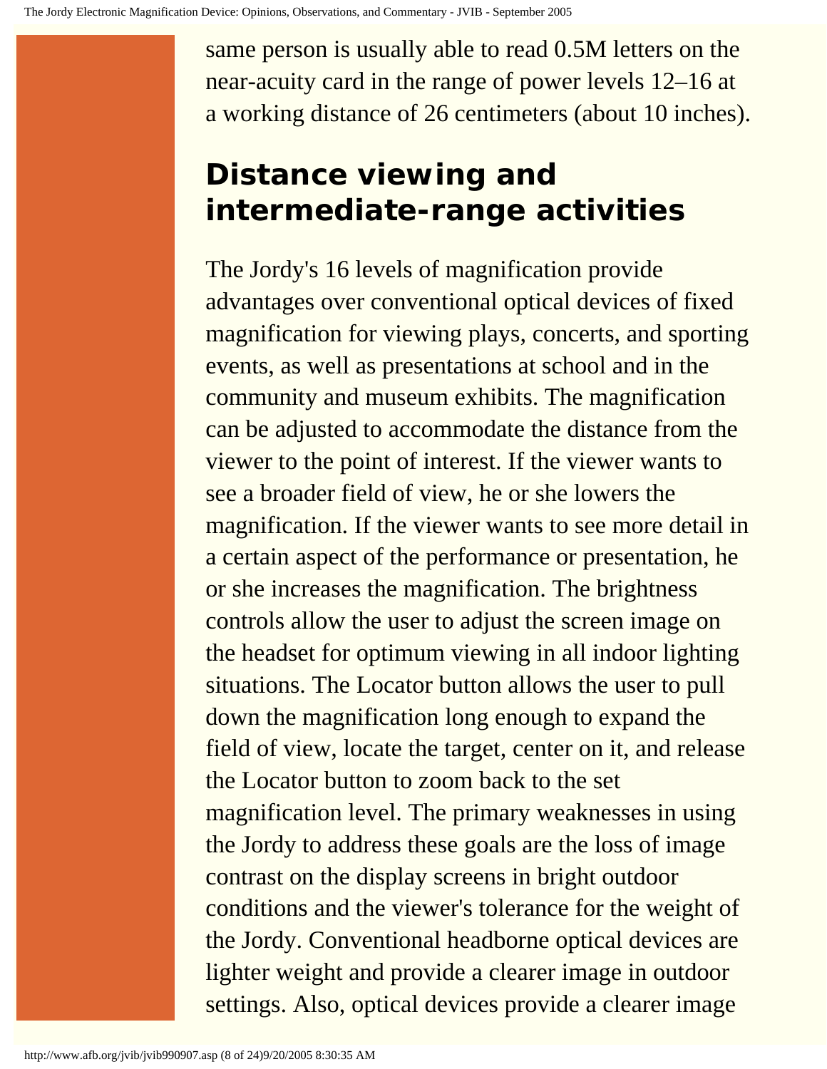same person is usually able to read 0.5M letters on the near-acuity card in the range of power levels 12–16 at a working distance of 26 centimeters (about 10 inches).

## Distance viewing and intermediate-range activities

The Jordy's 16 levels of magnification provide advantages over conventional optical devices of fixed magnification for viewing plays, concerts, and sporting events, as well as presentations at school and in the community and museum exhibits. The magnification can be adjusted to accommodate the distance from the viewer to the point of interest. If the viewer wants to see a broader field of view, he or she lowers the magnification. If the viewer wants to see more detail in a certain aspect of the performance or presentation, he or she increases the magnification. The brightness controls allow the user to adjust the screen image on the headset for optimum viewing in all indoor lighting situations. The Locator button allows the user to pull down the magnification long enough to expand the field of view, locate the target, center on it, and release the Locator button to zoom back to the set magnification level. The primary weaknesses in using the Jordy to address these goals are the loss of image contrast on the display screens in bright outdoor conditions and the viewer's tolerance for the weight of the Jordy. Conventional headborne optical devices are lighter weight and provide a clearer image in outdoor settings. Also, optical devices provide a clearer image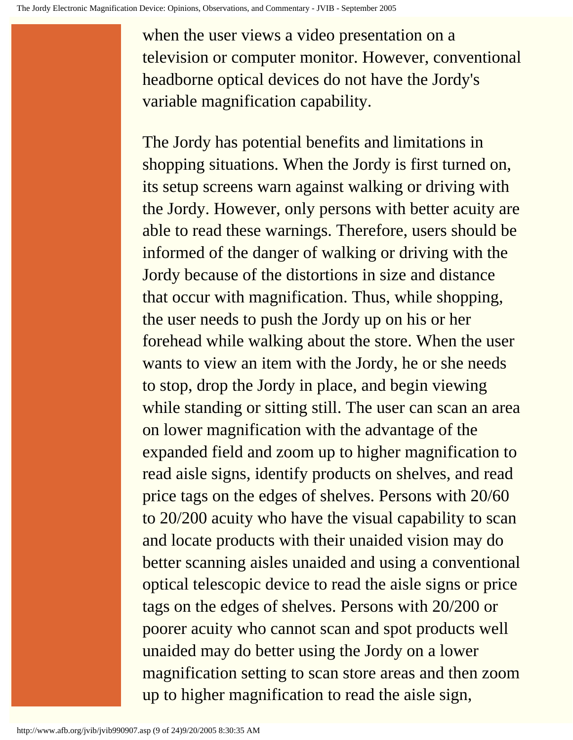when the user views a video presentation on a television or computer monitor. However, conventional headborne optical devices do not have the Jordy's variable magnification capability.

The Jordy has potential benefits and limitations in shopping situations. When the Jordy is first turned on, its setup screens warn against walking or driving with the Jordy. However, only persons with better acuity are able to read these warnings. Therefore, users should be informed of the danger of walking or driving with the Jordy because of the distortions in size and distance that occur with magnification. Thus, while shopping, the user needs to push the Jordy up on his or her forehead while walking about the store. When the user wants to view an item with the Jordy, he or she needs to stop, drop the Jordy in place, and begin viewing while standing or sitting still. The user can scan an area on lower magnification with the advantage of the expanded field and zoom up to higher magnification to read aisle signs, identify products on shelves, and read price tags on the edges of shelves. Persons with 20/60 to 20/200 acuity who have the visual capability to scan and locate products with their unaided vision may do better scanning aisles unaided and using a conventional optical telescopic device to read the aisle signs or price tags on the edges of shelves. Persons with 20/200 or poorer acuity who cannot scan and spot products well unaided may do better using the Jordy on a lower magnification setting to scan store areas and then zoom up to higher magnification to read the aisle sign,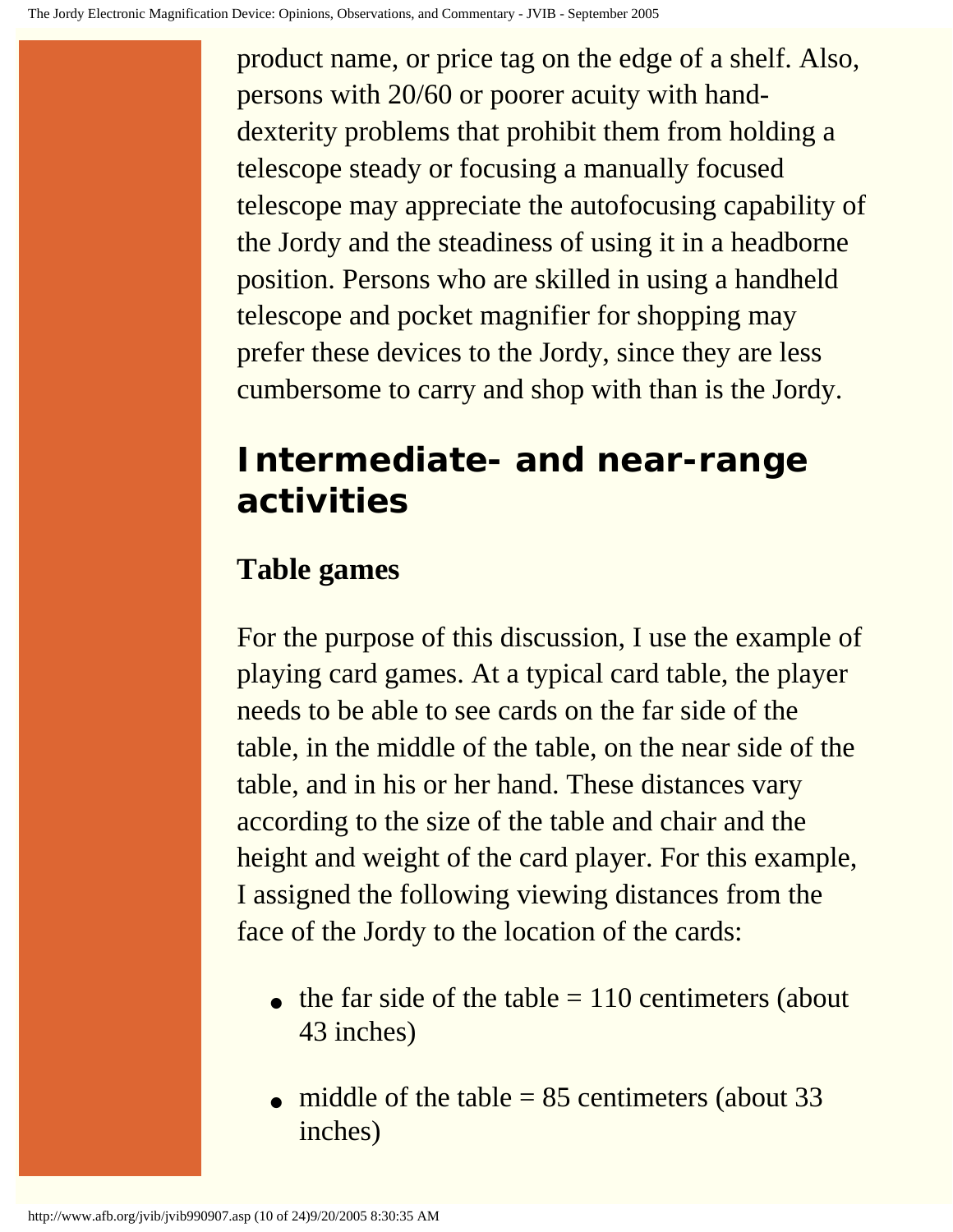product name, or price tag on the edge of a shelf. Also, persons with 20/60 or poorer acuity with hand-dexterity problems that prohibit them from holding a telescope steady or focusing a manually focused telescope may appreciate the autofocusing capability of the Jordy and the steadiness of using it in a headborne position. Persons who are skilled in using a handheld telescope and pocket magnifier for shopping may prefer these devices to the Jordy, since they are less cumbersome to carry and shop with than is the Jordy.

## Intermediate- and near-range activities

### Table games

For the purpose of this discussion, I use the example of playing card games. At a typical card table, the player needs to be able to see cards on the far side of the table, in the middle of the table, on the near side of the table, and in his or her hand. These distances vary according to the size of the table and chair and the height and weight of the card player. For this example, I assigned the following viewing distances from the face of the Jordy to the location of the cards:

- the far side of the table = 110 centimeters (about 43 inches)
- middle of the table = 85 centimeters (about 33 inches)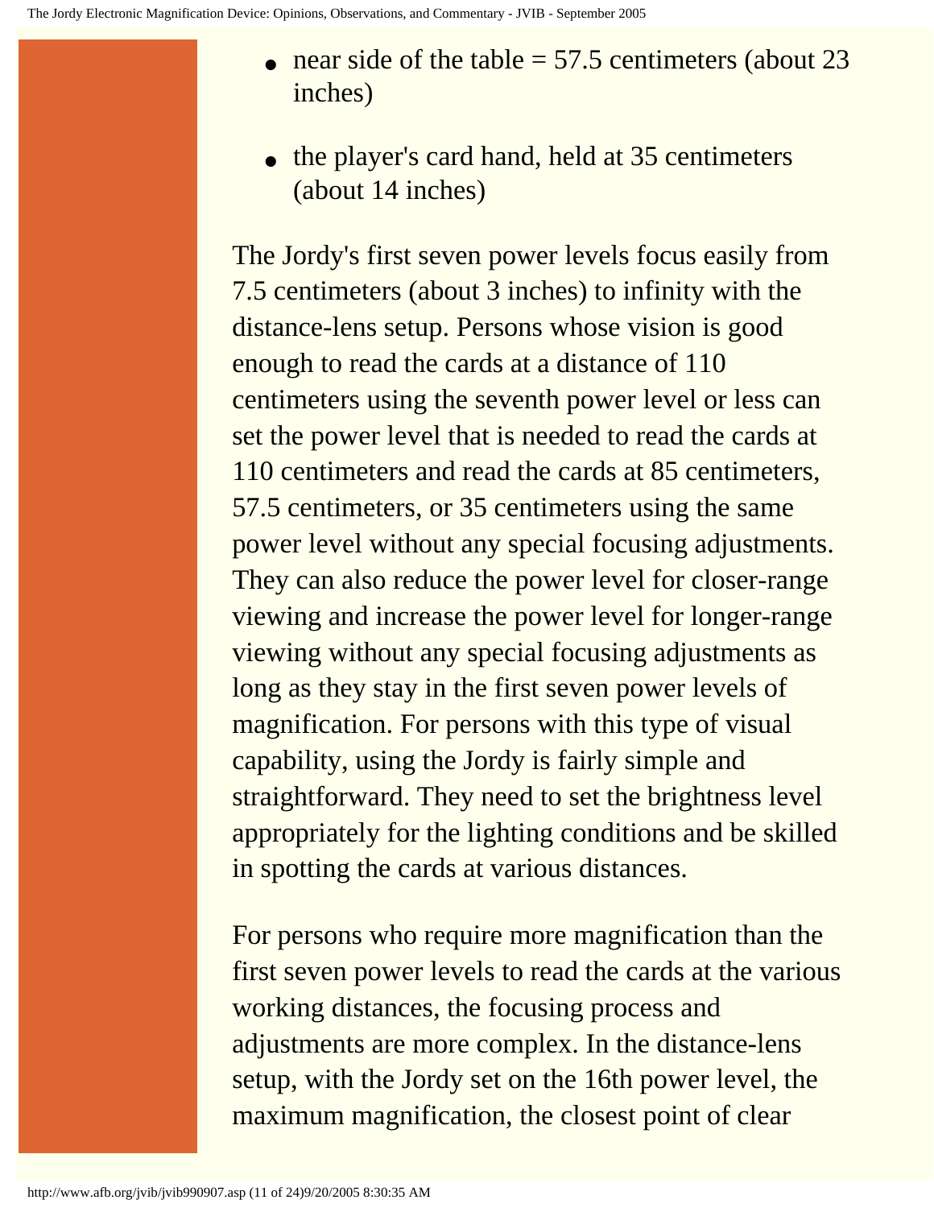- near side of the table = 57.5 centimeters (about 23 inches)
- the player's card hand, held at 35 centimeters (about 14 inches)

The Jordy's first seven power levels focus easily from 7.5 centimeters (about 3 inches) to infinity with the distance-lens setup. Persons whose vision is good enough to read the cards at a distance of 110 centimeters using the seventh power level or less can set the power level that is needed to read the cards at 110 centimeters and read the cards at 85 centimeters, 57.5 centimeters, or 35 centimeters using the same power level without any special focusing adjustments. They can also reduce the power level for closer-range viewing and increase the power level for longer-range viewing without any special focusing adjustments as long as they stay in the first seven power levels of magnification. For persons with this type of visual capability, using the Jordy is fairly simple and straightforward. They need to set the brightness level appropriately for the lighting conditions and be skilled in spotting the cards at various distances.

For persons who require more magnification than the first seven power levels to read the cards at the various working distances, the focusing process and adjustments are more complex. In the distance-lens setup, with the Jordy set on the 16th power level, the maximum magnification, the closest point of clear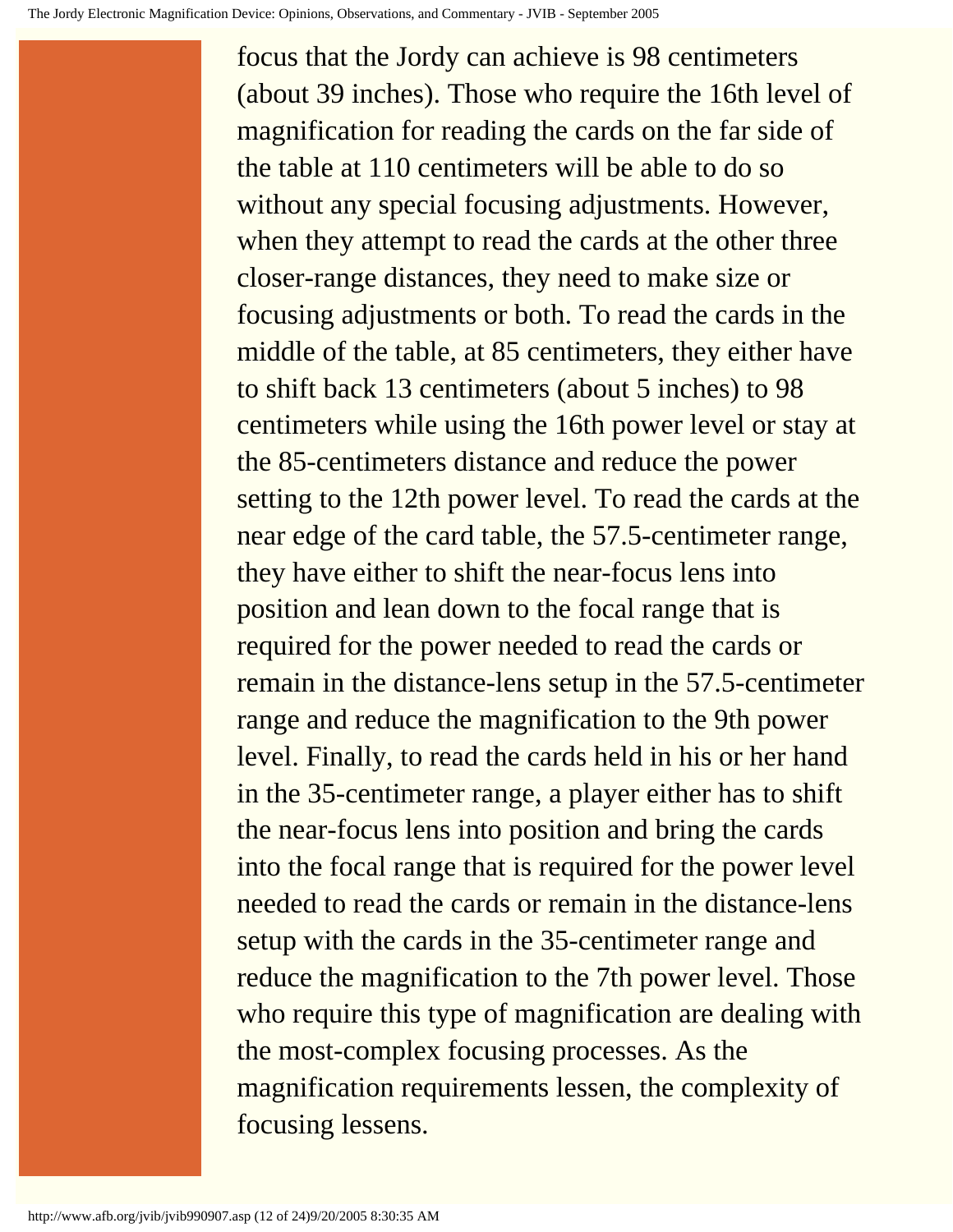focus that the Jordy can achieve is 98 centimeters (about 39 inches). Those who require the 16th level of magnification for reading the cards on the far side of the table at 110 centimeters will be able to do so without any special focusing adjustments. However, when they attempt to read the cards at the other three closer-range distances, they need to make size or focusing adjustments or both. To read the cards in the middle of the table, at 85 centimeters, they either have to shift back 13 centimeters (about 5 inches) to 98 centimeters while using the 16th power level or stay at the 85-centimeters distance and reduce the power setting to the 12th power level. To read the cards at the near edge of the card table, the 57.5-centimeter range, they have either to shift the near-focus lens into position and lean down to the focal range that is required for the power needed to read the cards or remain in the distance-lens setup in the 57.5-centimeter range and reduce the magnification to the 9th power level. Finally, to read the cards held in his or her hand in the 35-centimeter range, a player either has to shift the near-focus lens into position and bring the cards into the focal range that is required for the power level needed to read the cards or remain in the distance-lens setup with the cards in the 35-centimeter range and reduce the magnification to the 7th power level. Those who require this type of magnification are dealing with the most-complex focusing processes. As the magnification requirements lessen, the complexity of focusing lessens.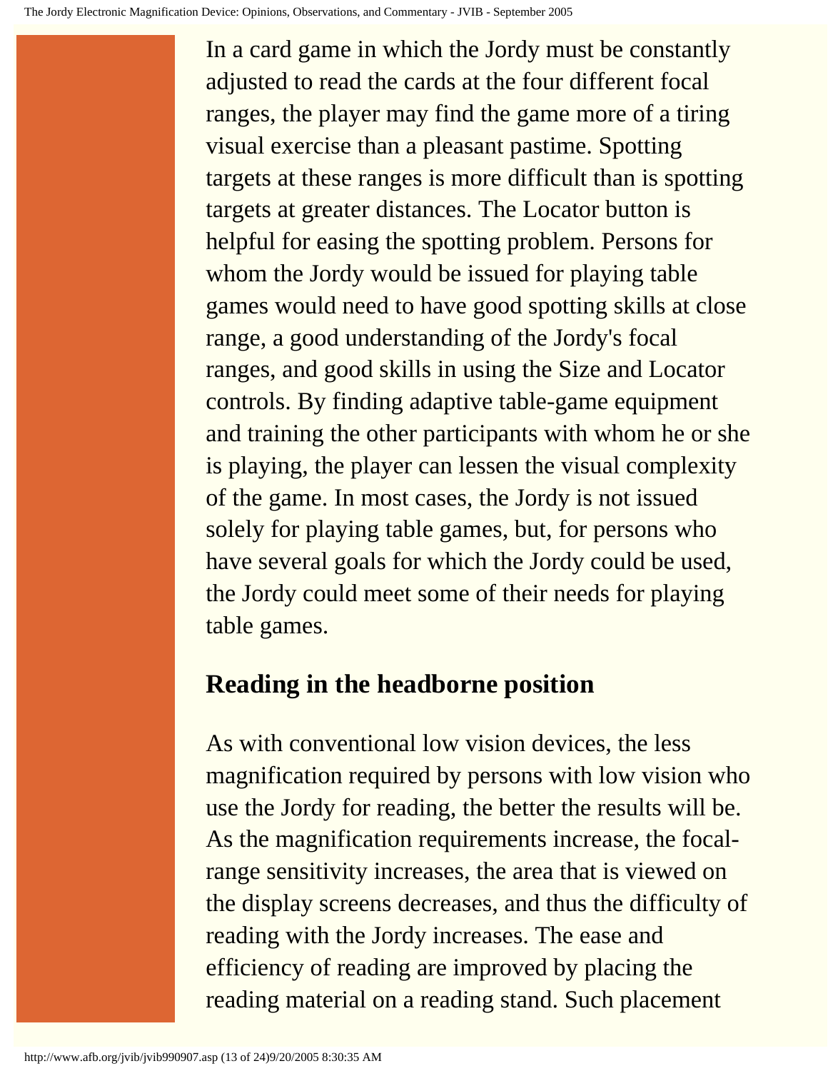In a card game in which the Jordy must be constantly adjusted to read the cards at the four different focal ranges, the player may find the game more of a tiring visual exercise than a pleasant pastime. Spotting targets at these ranges is more difficult than is spotting targets at greater distances. The Locator button is helpful for easing the spotting problem. Persons for whom the Jordy would be issued for playing table games would need to have good spotting skills at close range, a good understanding of the Jordy's focal ranges, and good skills in using the Size and Locator controls. By finding adaptive table-game equipment and training the other participants with whom he or she is playing, the player can lessen the visual complexity of the game. In most cases, the Jordy is not issued solely for playing table games, but, for persons who have several goals for which the Jordy could be used, the Jordy could meet some of their needs for playing table games.

## Reading in the headborne position

As with conventional low vision devices, the less magnification required by persons with low vision who use the Jordy for reading, the better the results will be. As the magnification requirements increase, the focal-range sensitivity increases, the area that is viewed on the display screens decreases, and thus the difficulty of reading with the Jordy increases. The ease and efficiency of reading are improved by placing the reading material on a reading stand. Such placement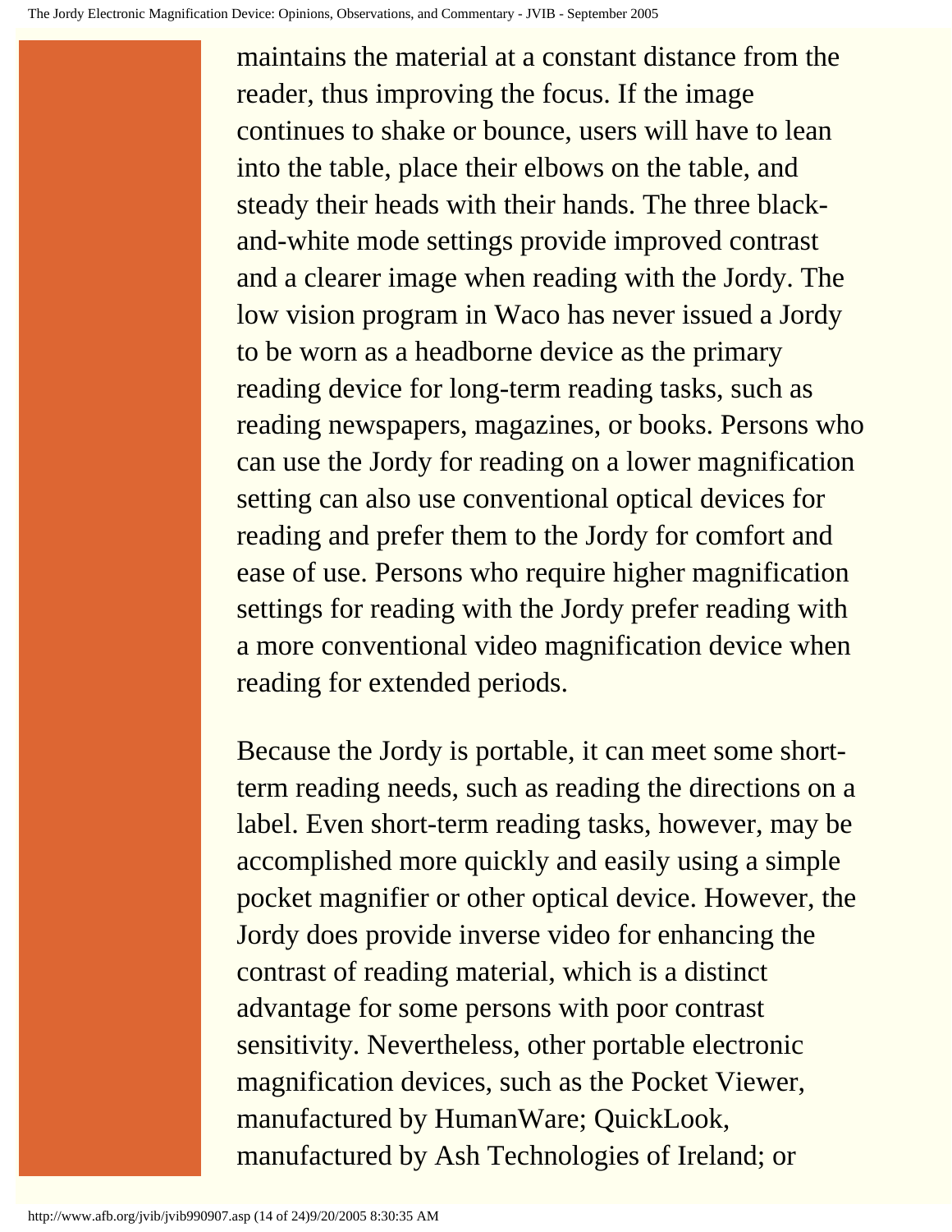maintains the material at a constant distance from the reader, thus improving the focus. If the image continues to shake or bounce, users will have to lean into the table, place their elbows on the table, and steady their heads with their hands. The three black-and-white mode settings provide improved contrast and a clearer image when reading with the Jordy. The low vision program in Waco has never issued a Jordy to be worn as a headborne device as the primary reading device for long-term reading tasks, such as reading newspapers, magazines, or books. Persons who can use the Jordy for reading on a lower magnification setting can also use conventional optical devices for reading and prefer them to the Jordy for comfort and ease of use. Persons who require higher magnification settings for reading with the Jordy prefer reading with a more conventional video magnification device when reading for extended periods.

Because the Jordy is portable, it can meet some short-term reading needs, such as reading the directions on a label. Even short-term reading tasks, however, may be accomplished more quickly and easily using a simple pocket magnifier or other optical device. However, the Jordy does provide inverse video for enhancing the contrast of reading material, which is a distinct advantage for some persons with poor contrast sensitivity. Nevertheless, other portable electronic magnification devices, such as the Pocket Viewer, manufactured by HumanWare; QuickLook, manufactured by Ash Technologies of Ireland; or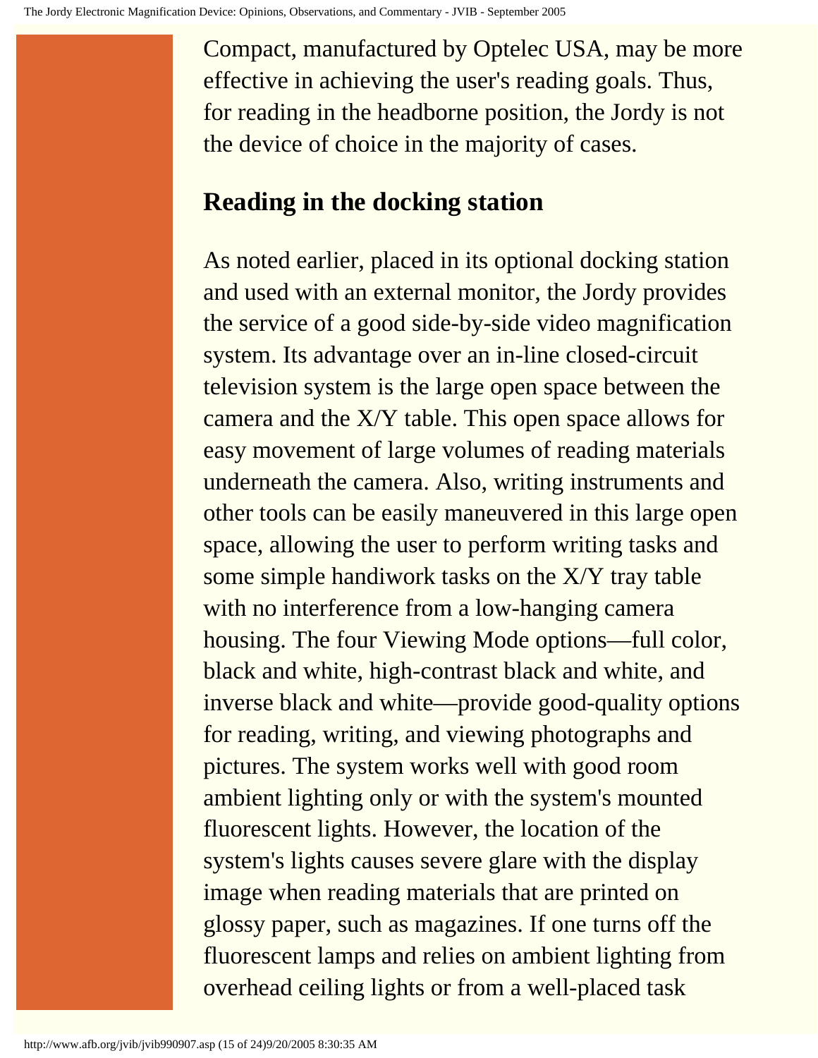Compact, manufactured by Optelec USA, may be more effective in achieving the user's reading goals. Thus, for reading in the headborne position, the Jordy is not the device of choice in the majority of cases.

## Reading in the docking station

As noted earlier, placed in its optional docking station and used with an external monitor, the Jordy provides the service of a good side-by-side video magnification system. Its advantage over an in-line closed-circuit television system is the large open space between the camera and the X/Y table. This open space allows for easy movement of large volumes of reading materials underneath the camera. Also, writing instruments and other tools can be easily maneuvered in this large open space, allowing the user to perform writing tasks and some simple handiwork tasks on the X/Y tray table with no interference from a low-hanging camera housing. The four Viewing Mode options—full color, black and white, high-contrast black and white, and inverse black and white—provide good-quality options for reading, writing, and viewing photographs and pictures. The system works well with good room ambient lighting only or with the system's mounted fluorescent lights. However, the location of the system's lights causes severe glare with the display image when reading materials that are printed on glossy paper, such as magazines. If one turns off the fluorescent lamps and relies on ambient lighting from overhead ceiling lights or from a well-placed task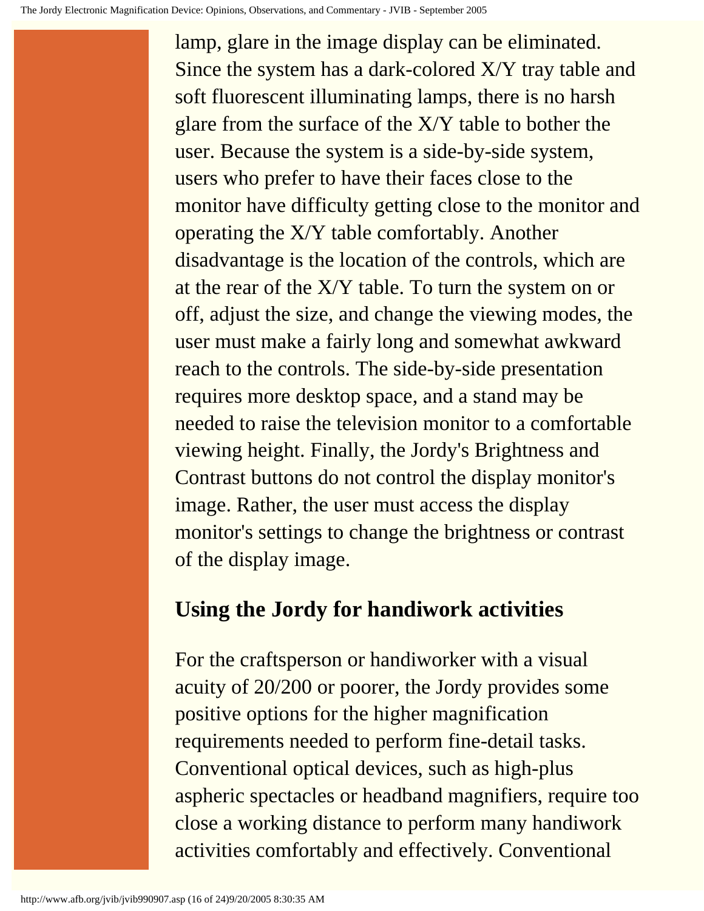lamp, glare in the image display can be eliminated. Since the system has a dark-colored X/Y tray table and soft fluorescent illuminating lamps, there is no harsh glare from the surface of the X/Y table to bother the user. Because the system is a side-by-side system, users who prefer to have their faces close to the monitor have difficulty getting close to the monitor and operating the X/Y table comfortably. Another disadvantage is the location of the controls, which are at the rear of the X/Y table. To turn the system on or off, adjust the size, and change the viewing modes, the user must make a fairly long and somewhat awkward reach to the controls. The side-by-side presentation requires more desktop space, and a stand may be needed to raise the television monitor to a comfortable viewing height. Finally, the Jordy's Brightness and Contrast buttons do not control the display monitor's image. Rather, the user must access the display monitor's settings to change the brightness or contrast of the display image.

## Using the Jordy for handiwork activities

For the craftsperson or handiworker with a visual acuity of 20/200 or poorer, the Jordy provides some positive options for the higher magnification requirements needed to perform fine-detail tasks. Conventional optical devices, such as high-plus aspheric spectacles or headband magnifiers, require too close a working distance to perform many handiwork activities comfortably and effectively. Conventional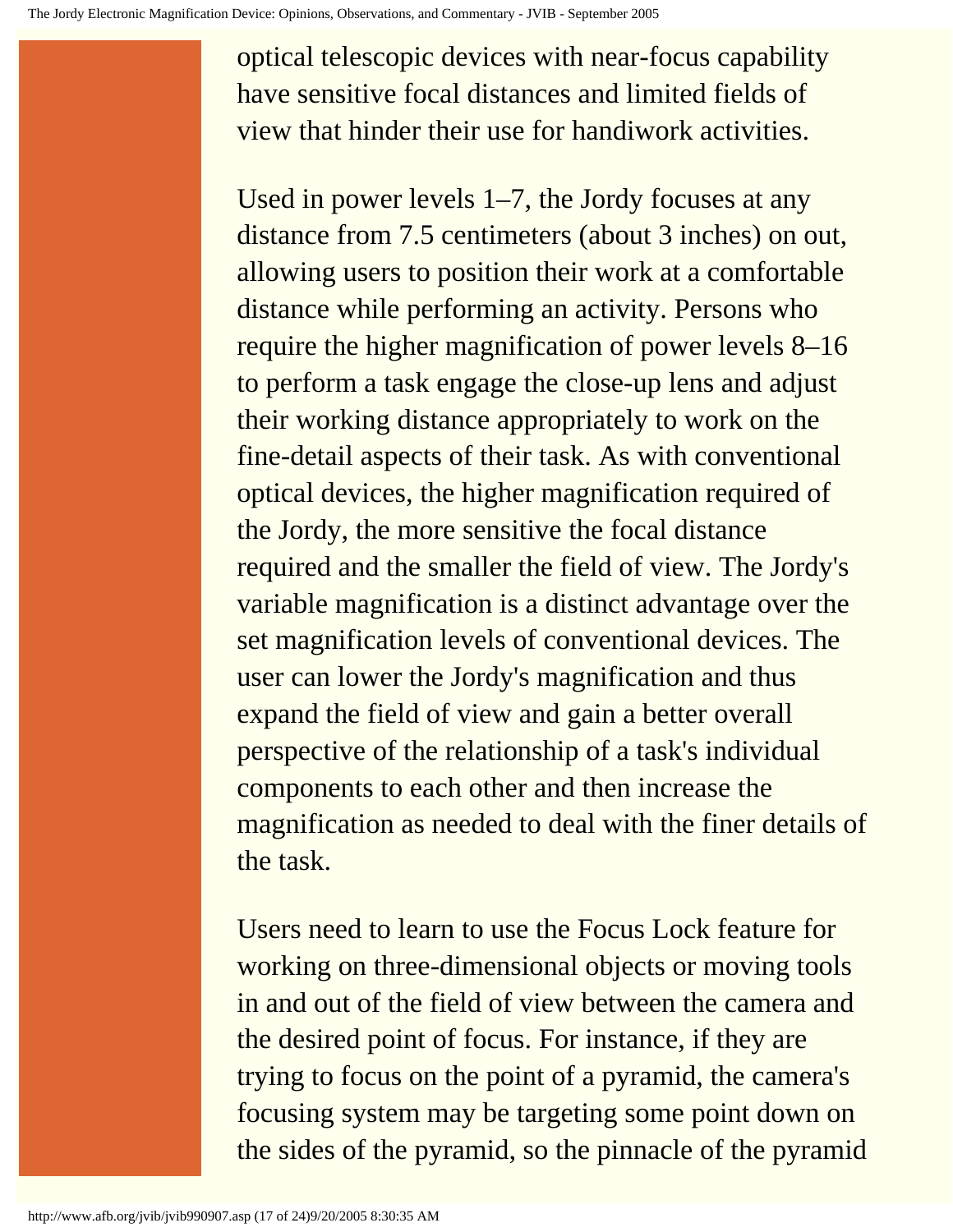optical telescopic devices with near-focus capability have sensitive focal distances and limited fields of view that hinder their use for handiwork activities.

Used in power levels 1–7, the Jordy focuses at any distance from 7.5 centimeters (about 3 inches) on out, allowing users to position their work at a comfortable distance while performing an activity. Persons who require the higher magnification of power levels 8–16 to perform a task engage the close-up lens and adjust their working distance appropriately to work on the fine-detail aspects of their task. As with conventional optical devices, the higher magnification required of the Jordy, the more sensitive the focal distance required and the smaller the field of view. The Jordy's variable magnification is a distinct advantage over the set magnification levels of conventional devices. The user can lower the Jordy's magnification and thus expand the field of view and gain a better overall perspective of the relationship of a task's individual components to each other and then increase the magnification as needed to deal with the finer details of the task.

Users need to learn to use the Focus Lock feature for working on three-dimensional objects or moving tools in and out of the field of view between the camera and the desired point of focus. For instance, if they are trying to focus on the point of a pyramid, the camera's focusing system may be targeting some point down on the sides of the pyramid, so the pinnacle of the pyramid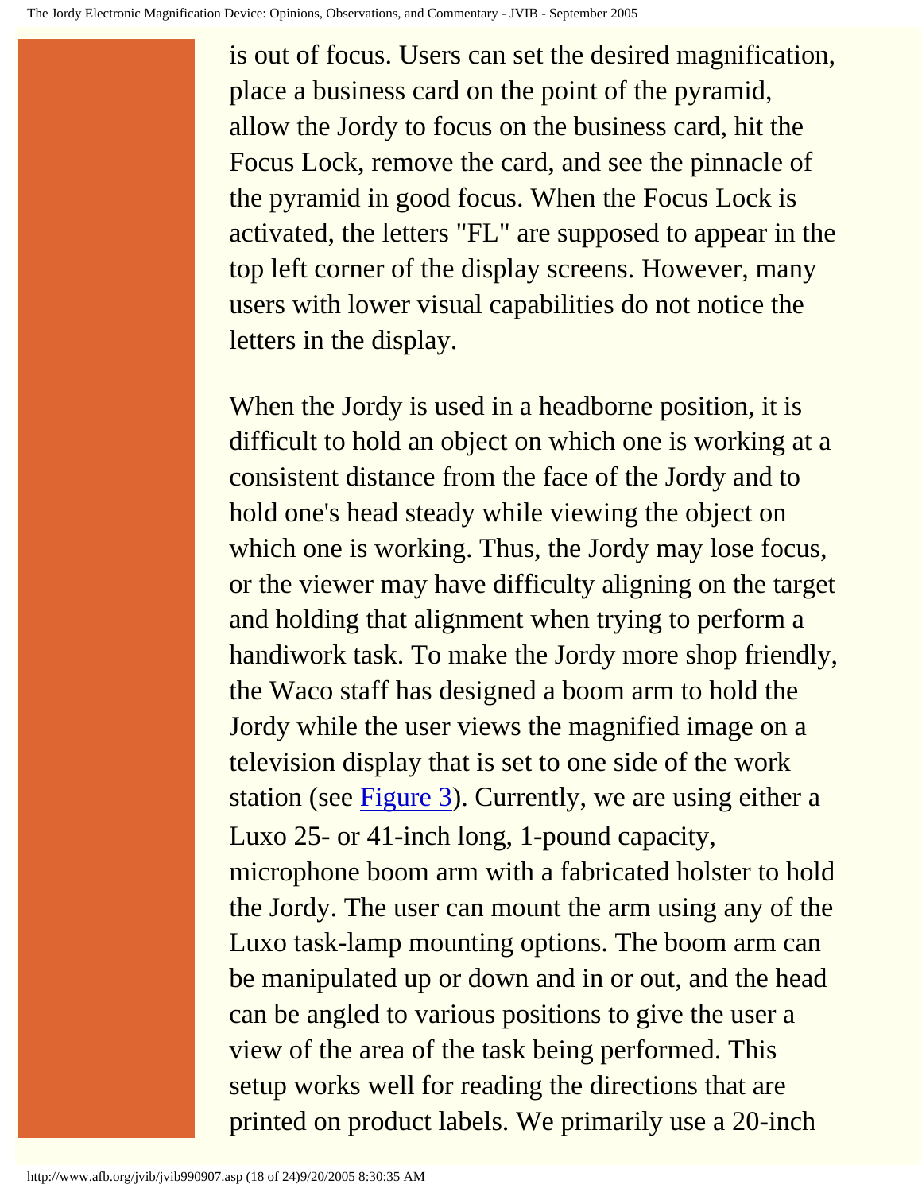is out of focus. Users can set the desired magnification, place a business card on the point of the pyramid, allow the Jordy to focus on the business card, hit the Focus Lock, remove the card, and see the pinnacle of the pyramid in good focus. When the Focus Lock is activated, the letters "FL" are supposed to appear in the top left corner of the display screens. However, many users with lower visual capabilities do not notice the letters in the display.

When the Jordy is used in a headborne position, it is difficult to hold an object on which one is working at a consistent distance from the face of the Jordy and to hold one's head steady while viewing the object on which one is working. Thus, the Jordy may lose focus, or the viewer may have difficulty aligning on the target and holding that alignment when trying to perform a handiwork task. To make the Jordy more shop friendly, the Waco staff has designed a boom arm to hold the Jordy while the user views the magnified image on a television display that is set to one side of the work station (see Figure 3). Currently, we are using either a Luxo 25- or 41-inch long, 1-pound capacity, microphone boom arm with a fabricated holster to hold the Jordy. The user can mount the arm using any of the Luxo task-lamp mounting options. The boom arm can be manipulated up or down and in or out, and the head can be angled to various positions to give the user a view of the area of the task being performed. This setup works well for reading the directions that are printed on product labels. We primarily use a 20-inch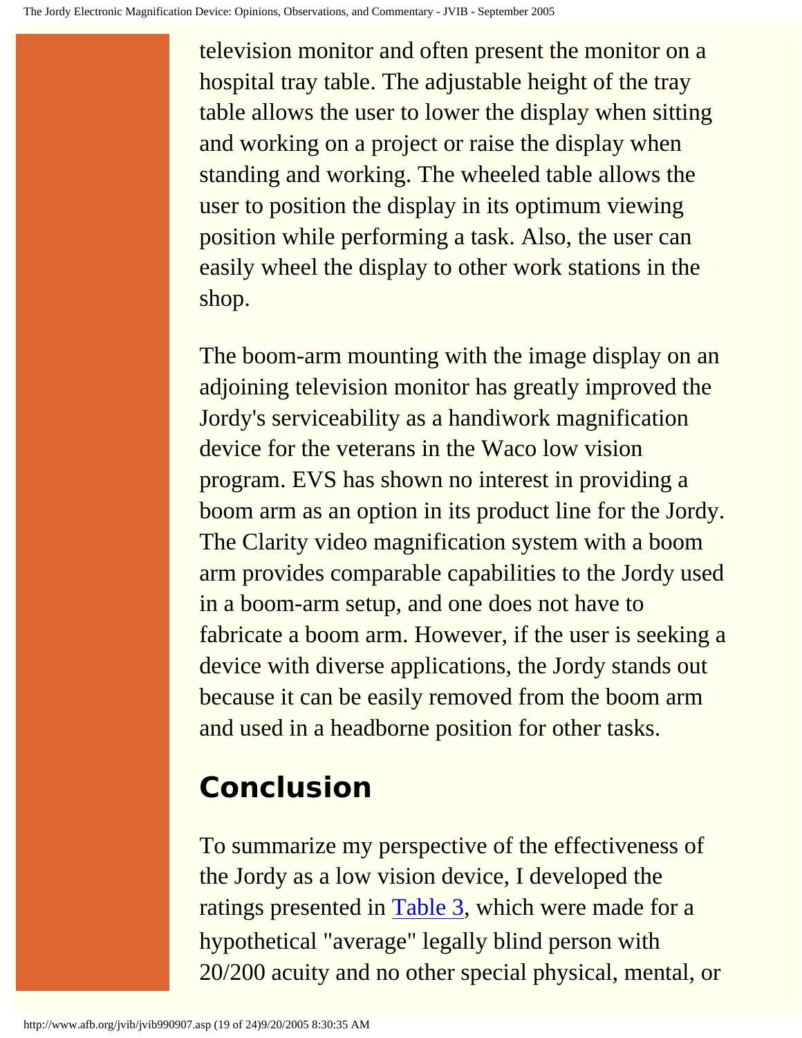television monitor and often present the monitor on a hospital tray table. The adjustable height of the tray table allows the user to lower the display when sitting and working on a project or raise the display when standing and working. The wheeled table allows the user to position the display in its optimum viewing position while performing a task. Also, the user can easily wheel the display to other work stations in the shop.

The boom-arm mounting with the image display on an adjoining television monitor has greatly improved the Jordy's serviceability as a handiwork magnification device for the veterans in the Waco low vision program. EVS has shown no interest in providing a boom arm as an option in its product line for the Jordy. The Clarity video magnification system with a boom arm provides comparable capabilities to the Jordy used in a boom-arm setup, and one does not have to fabricate a boom arm. However, if the user is seeking a device with diverse applications, the Jordy stands out because it can be easily removed from the boom arm and used in a headborne position for other tasks.

## Conclusion

To summarize my perspective of the effectiveness of the Jordy as a low vision device, I developed the ratings presented in Table 3, which were made for a hypothetical "average" legally blind person with 20/200 acuity and no other special physical, mental, or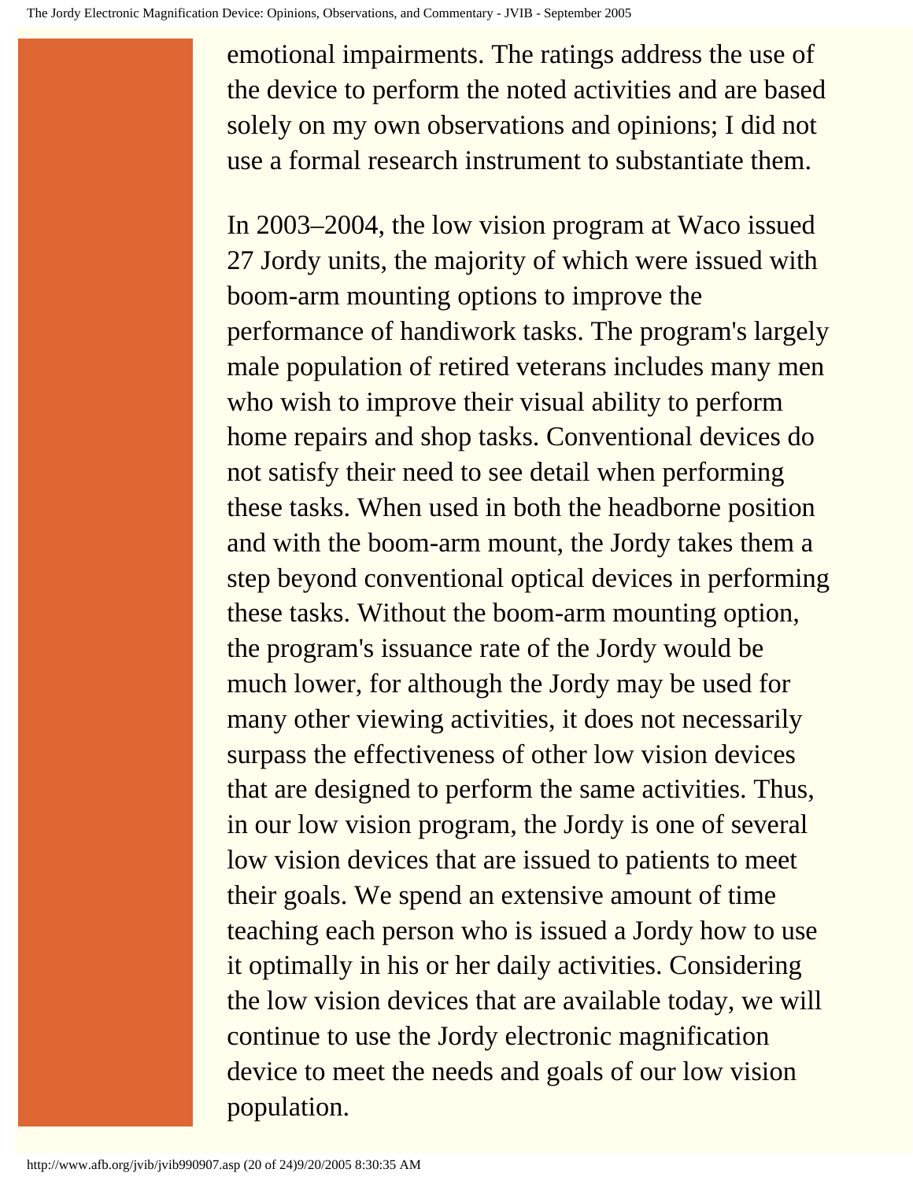emotional impairments. The ratings address the use of the device to perform the noted activities and are based solely on my own observations and opinions; I did not use a formal research instrument to substantiate them.

In 2003–2004, the low vision program at Waco issued 27 Jordy units, the majority of which were issued with boom-arm mounting options to improve the performance of handiwork tasks. The program's largely male population of retired veterans includes many men who wish to improve their visual ability to perform home repairs and shop tasks. Conventional devices do not satisfy their need to see detail when performing these tasks. When used in both the headborne position and with the boom-arm mount, the Jordy takes them a step beyond conventional optical devices in performing these tasks. Without the boom-arm mounting option, the program's issuance rate of the Jordy would be much lower, for although the Jordy may be used for many other viewing activities, it does not necessarily surpass the effectiveness of other low vision devices that are designed to perform the same activities. Thus, in our low vision program, the Jordy is one of several low vision devices that are issued to patients to meet their goals. We spend an extensive amount of time teaching each person who is issued a Jordy how to use it optimally in his or her daily activities. Considering the low vision devices that are available today, we will continue to use the Jordy electronic magnification device to meet the needs and goals of our low vision population.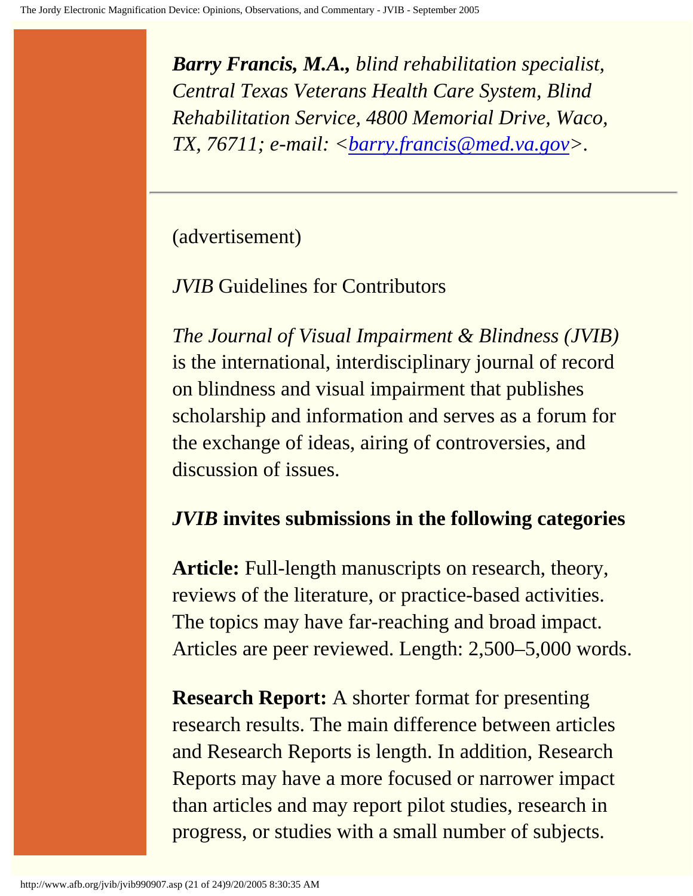***Barry Francis, M.A.,*** *blind rehabilitation specialist, Central Texas Veterans Health Care System, Blind Rehabilitation Service, 4800 Memorial Drive, Waco, TX, 76711; e-mail: <barry.francis@med.va.gov>.*

---

(advertisement)

*JVIB* Guidelines for Contributors

*The Journal of Visual Impairment & Blindness (JVIB)* is the international, interdisciplinary journal of record on blindness and visual impairment that publishes scholarship and information and serves as a forum for the exchange of ideas, airing of controversies, and discussion of issues.

***JVIB* invites submissions in the following categories**

**Article:** Full-length manuscripts on research, theory, reviews of the literature, or practice-based activities. The topics may have far-reaching and broad impact. Articles are peer reviewed. Length: 2,500–5,000 words.

**Research Report:** A shorter format for presenting research results. The main difference between articles and Research Reports is length. In addition, Research Reports may have a more focused or narrower impact than articles and may report pilot studies, research in progress, or studies with a small number of subjects.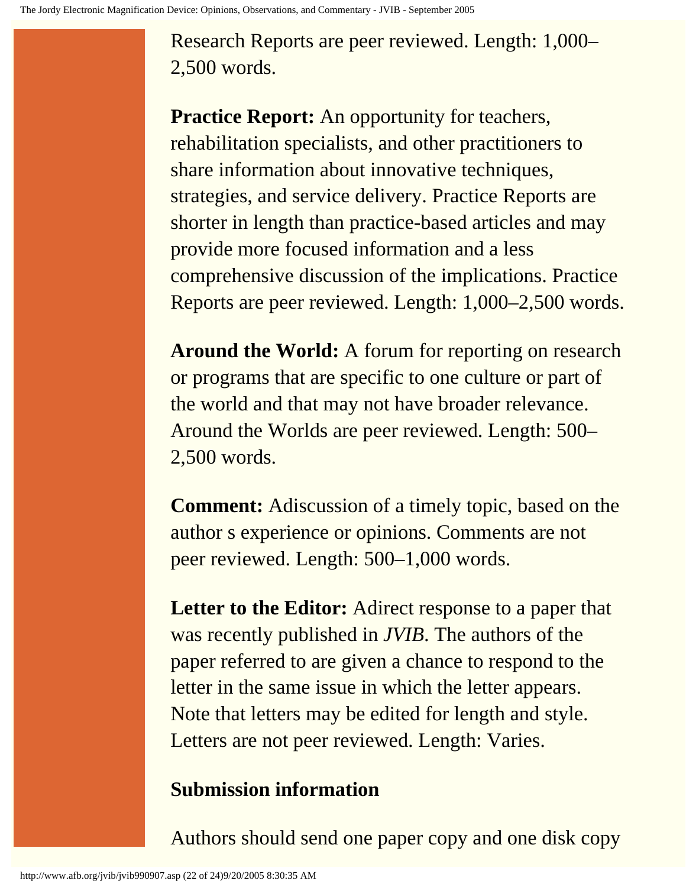Research Reports are peer reviewed. Length: 1,000–2,500 words.

**Practice Report:** An opportunity for teachers, rehabilitation specialists, and other practitioners to share information about innovative techniques, strategies, and service delivery. Practice Reports are shorter in length than practice-based articles and may provide more focused information and a less comprehensive discussion of the implications. Practice Reports are peer reviewed. Length: 1,000–2,500 words.

**Around the World:** A forum for reporting on research or programs that are specific to one culture or part of the world and that may not have broader relevance. Around the Worlds are peer reviewed. Length: 500–2,500 words.

**Comment:** Adiscussion of a timely topic, based on the author s experience or opinions. Comments are not peer reviewed. Length: 500–1,000 words.

**Letter to the Editor:** Adirect response to a paper that was recently published in *JVIB*. The authors of the paper referred to are given a chance to respond to the letter in the same issue in which the letter appears. Note that letters may be edited for length and style. Letters are not peer reviewed. Length: Varies.

### Submission information

Authors should send one paper copy and one disk copy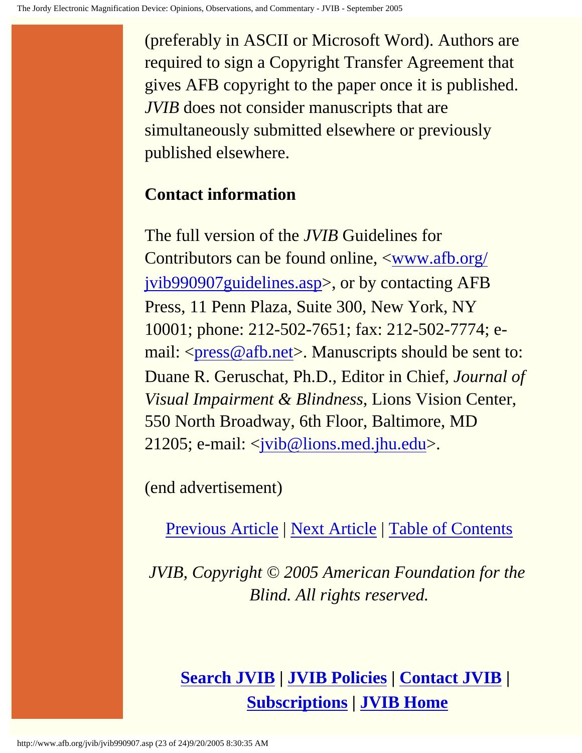(preferably in ASCII or Microsoft Word). Authors are required to sign a Copyright Transfer Agreement that gives AFB copyright to the paper once it is published. *JVIB* does not consider manuscripts that are simultaneously submitted elsewhere or previously published elsewhere.

### Contact information

The full version of the *JVIB* Guidelines for Contributors can be found online, <www.afb.org/jvib990907guidelines.asp>, or by contacting AFB Press, 11 Penn Plaza, Suite 300, New York, NY 10001; phone: 212-502-7651; fax: 212-502-7774; e-mail: <press@afb.net>. Manuscripts should be sent to: Duane R. Geruschat, Ph.D., Editor in Chief, *Journal of Visual Impairment & Blindness*, Lions Vision Center, 550 North Broadway, 6th Floor, Baltimore, MD 21205; e-mail: <jvib@lions.med.jhu.edu>.

(end advertisement)

Previous Article | Next Article | Table of Contents

*JVIB, Copyright © 2005 American Foundation for the Blind. All rights reserved.*

**Search JVIB** | **JVIB Policies** | **Contact JVIB** | **Subscriptions** | **JVIB Home**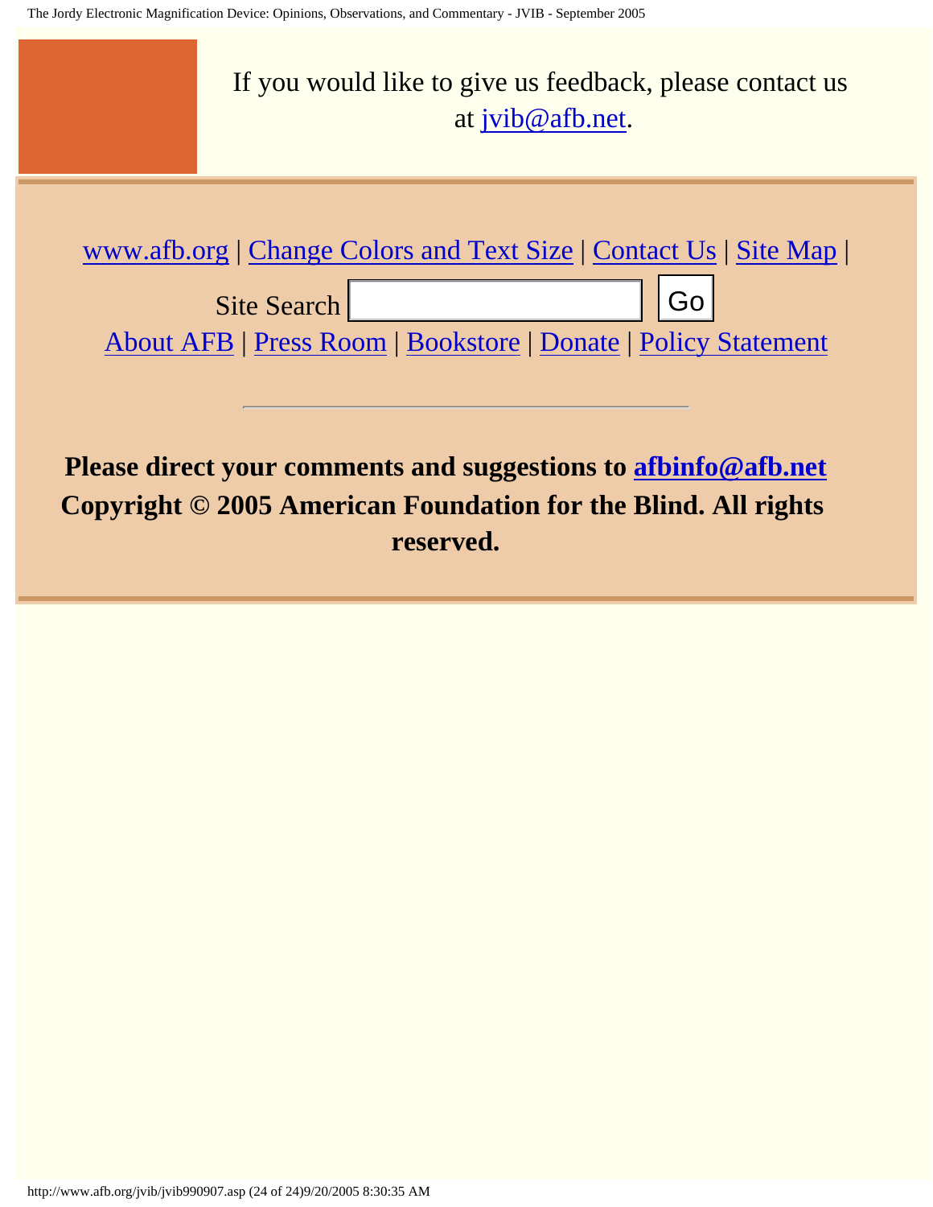If you would like to give us feedback, please contact us at jvib@afb.net.

www.afb.org | Change Colors and Text Size | Contact Us | Site Map |

Site Search Go

About AFB | Press Room | Bookstore | Donate | Policy Statement

---

**Please direct your comments and suggestions to afbinfo@afb.net**
**Copyright © 2005 American Foundation for the Blind. All rights reserved.**